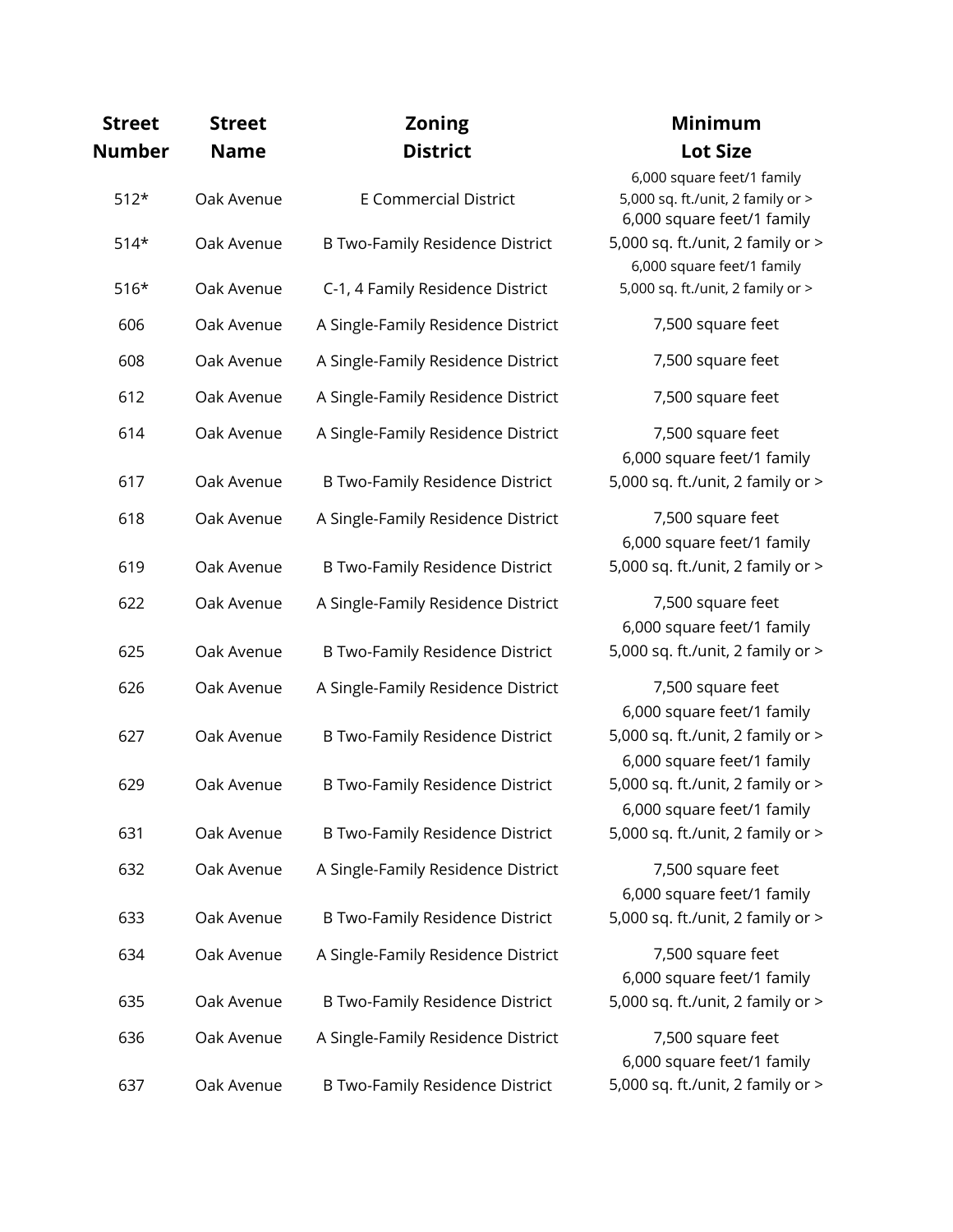| Street Number | Street Name | Zoning District | Minimum Lot Size |
|---|---|---|---|
| 512* | Oak Avenue | E Commercial District | 6,000 square feet/1 family 5,000 sq. ft./unit, 2 family or > |
| 514* | Oak Avenue | B Two-Family Residence District | 6,000 square feet/1 family 5,000 sq. ft./unit, 2 family or > |
| 516* | Oak Avenue | C-1, 4 Family Residence District | 6,000 square feet/1 family 5,000 sq. ft./unit, 2 family or > |
| 606 | Oak Avenue | A Single-Family Residence District | 7,500 square feet |
| 608 | Oak Avenue | A Single-Family Residence District | 7,500 square feet |
| 612 | Oak Avenue | A Single-Family Residence District | 7,500 square feet |
| 614 | Oak Avenue | A Single-Family Residence District | 7,500 square feet |
| 617 | Oak Avenue | B Two-Family Residence District | 6,000 square feet/1 family 5,000 sq. ft./unit, 2 family or > |
| 618 | Oak Avenue | A Single-Family Residence District | 7,500 square feet |
| 619 | Oak Avenue | B Two-Family Residence District | 6,000 square feet/1 family 5,000 sq. ft./unit, 2 family or > |
| 622 | Oak Avenue | A Single-Family Residence District | 7,500 square feet |
| 625 | Oak Avenue | B Two-Family Residence District | 6,000 square feet/1 family 5,000 sq. ft./unit, 2 family or > |
| 626 | Oak Avenue | A Single-Family Residence District | 7,500 square feet |
| 627 | Oak Avenue | B Two-Family Residence District | 6,000 square feet/1 family 5,000 sq. ft./unit, 2 family or > |
| 629 | Oak Avenue | B Two-Family Residence District | 6,000 square feet/1 family 5,000 sq. ft./unit, 2 family or > |
| 631 | Oak Avenue | B Two-Family Residence District | 6,000 square feet/1 family 5,000 sq. ft./unit, 2 family or > |
| 632 | Oak Avenue | A Single-Family Residence District | 7,500 square feet |
| 633 | Oak Avenue | B Two-Family Residence District | 6,000 square feet/1 family 5,000 sq. ft./unit, 2 family or > |
| 634 | Oak Avenue | A Single-Family Residence District | 7,500 square feet |
| 635 | Oak Avenue | B Two-Family Residence District | 6,000 square feet/1 family 5,000 sq. ft./unit, 2 family or > |
| 636 | Oak Avenue | A Single-Family Residence District | 7,500 square feet |
| 637 | Oak Avenue | B Two-Family Residence District | 6,000 square feet/1 family 5,000 sq. ft./unit, 2 family or > |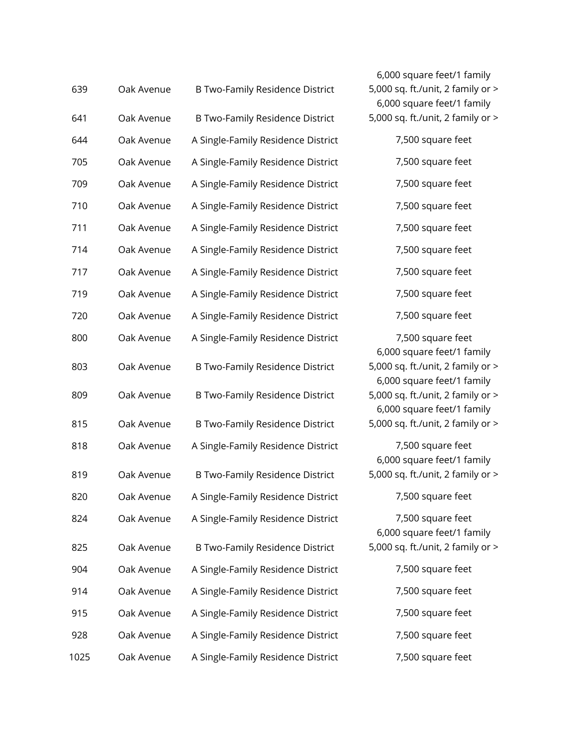| | | | |
|---|---|---|---|
| 639 | Oak Avenue | B Two-Family Residence District | 6,000 square feet/1 family 5,000 sq. ft./unit, 2 family or > |
| 641 | Oak Avenue | B Two-Family Residence District | 6,000 square feet/1 family 5,000 sq. ft./unit, 2 family or > |
| 644 | Oak Avenue | A Single-Family Residence District | 7,500 square feet |
| 705 | Oak Avenue | A Single-Family Residence District | 7,500 square feet |
| 709 | Oak Avenue | A Single-Family Residence District | 7,500 square feet |
| 710 | Oak Avenue | A Single-Family Residence District | 7,500 square feet |
| 711 | Oak Avenue | A Single-Family Residence District | 7,500 square feet |
| 714 | Oak Avenue | A Single-Family Residence District | 7,500 square feet |
| 717 | Oak Avenue | A Single-Family Residence District | 7,500 square feet |
| 719 | Oak Avenue | A Single-Family Residence District | 7,500 square feet |
| 720 | Oak Avenue | A Single-Family Residence District | 7,500 square feet |
| 800 | Oak Avenue | A Single-Family Residence District | 7,500 square feet |
| 803 | Oak Avenue | B Two-Family Residence District | 6,000 square feet/1 family 5,000 sq. ft./unit, 2 family or > |
| 809 | Oak Avenue | B Two-Family Residence District | 6,000 square feet/1 family 5,000 sq. ft./unit, 2 family or > |
| 815 | Oak Avenue | B Two-Family Residence District | 6,000 square feet/1 family 5,000 sq. ft./unit, 2 family or > |
| 818 | Oak Avenue | A Single-Family Residence District | 7,500 square feet |
| 819 | Oak Avenue | B Two-Family Residence District | 6,000 square feet/1 family 5,000 sq. ft./unit, 2 family or > |
| 820 | Oak Avenue | A Single-Family Residence District | 7,500 square feet |
| 824 | Oak Avenue | A Single-Family Residence District | 7,500 square feet |
| 825 | Oak Avenue | B Two-Family Residence District | 6,000 square feet/1 family 5,000 sq. ft./unit, 2 family or > |
| 904 | Oak Avenue | A Single-Family Residence District | 7,500 square feet |
| 914 | Oak Avenue | A Single-Family Residence District | 7,500 square feet |
| 915 | Oak Avenue | A Single-Family Residence District | 7,500 square feet |
| 928 | Oak Avenue | A Single-Family Residence District | 7,500 square feet |
| 1025 | Oak Avenue | A Single-Family Residence District | 7,500 square feet |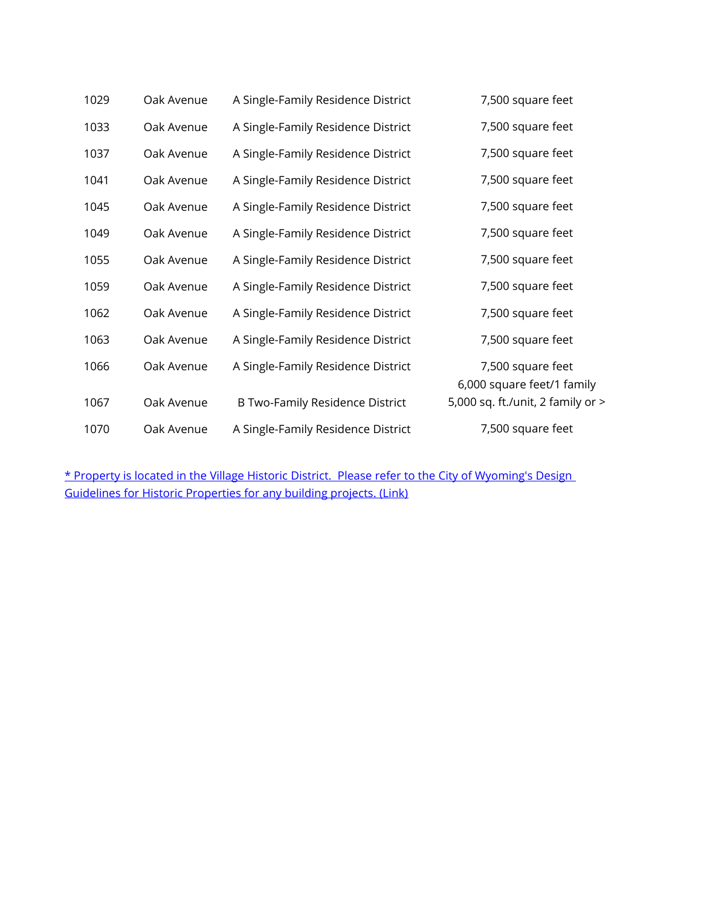| | | | |
|---|---|---|---|
| 1029 | Oak Avenue | A Single-Family Residence District | 7,500 square feet |
| 1033 | Oak Avenue | A Single-Family Residence District | 7,500 square feet |
| 1037 | Oak Avenue | A Single-Family Residence District | 7,500 square feet |
| 1041 | Oak Avenue | A Single-Family Residence District | 7,500 square feet |
| 1045 | Oak Avenue | A Single-Family Residence District | 7,500 square feet |
| 1049 | Oak Avenue | A Single-Family Residence District | 7,500 square feet |
| 1055 | Oak Avenue | A Single-Family Residence District | 7,500 square feet |
| 1059 | Oak Avenue | A Single-Family Residence District | 7,500 square feet |
| 1062 | Oak Avenue | A Single-Family Residence District | 7,500 square feet |
| 1063 | Oak Avenue | A Single-Family Residence District | 7,500 square feet |
| 1066 | Oak Avenue | A Single-Family Residence District | 7,500 square feet |
| 1067 | Oak Avenue | B Two-Family Residence District | 6,000 square feet/1 family<br>5,000 sq. ft./unit, 2 family or > |
| 1070 | Oak Avenue | A Single-Family Residence District | 7,500 square feet |

* Property is located in the Village Historic District. Please refer to the City of Wyoming's Design Guidelines for Historic Properties for any building projects. (Link)